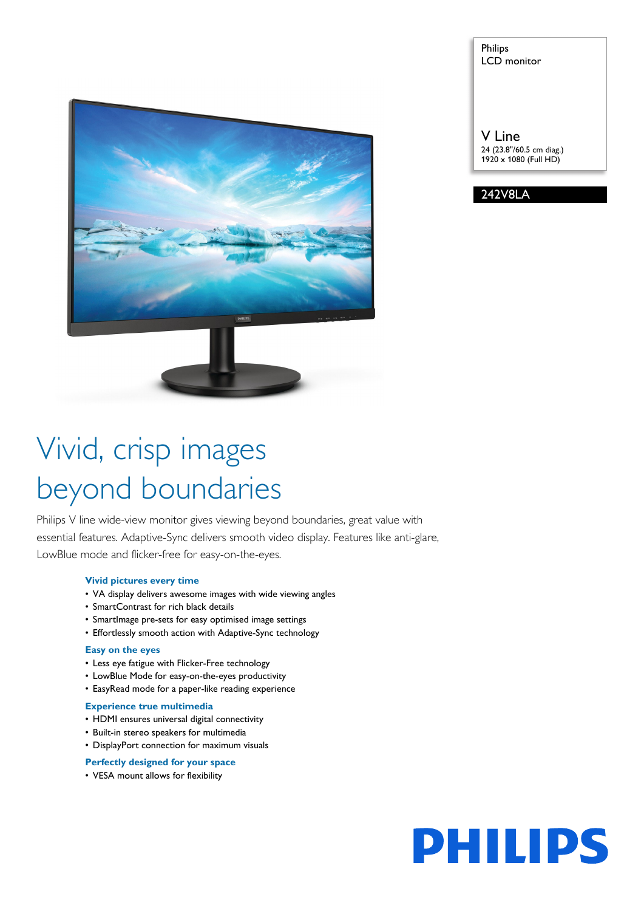Philips
LCD monitor

V Line
24 (23.8"/60.5 cm diag.)
1920 x 1080 (Full HD)

242V8LA

# Vivid, crisp images beyond boundaries

Philips V line wide-view monitor gives viewing beyond boundaries, great value with essential features. Adaptive-Sync delivers smooth video display. Features like anti-glare, LowBlue mode and flicker-free for easy-on-the-eyes.

### Vivid pictures every time

- VA display delivers awesome images with wide viewing angles
- SmartContrast for rich black details
- SmartImage pre-sets for easy optimised image settings
- Effortlessly smooth action with Adaptive-Sync technology

### Easy on the eyes

- Less eye fatigue with Flicker-Free technology
- LowBlue Mode for easy-on-the-eyes productivity
- EasyRead mode for a paper-like reading experience

### Experience true multimedia

- HDMI ensures universal digital connectivity
- Built-in stereo speakers for multimedia
- DisplayPort connection for maximum visuals

### Perfectly designed for your space

- VESA mount allows for flexibility

PHILIPS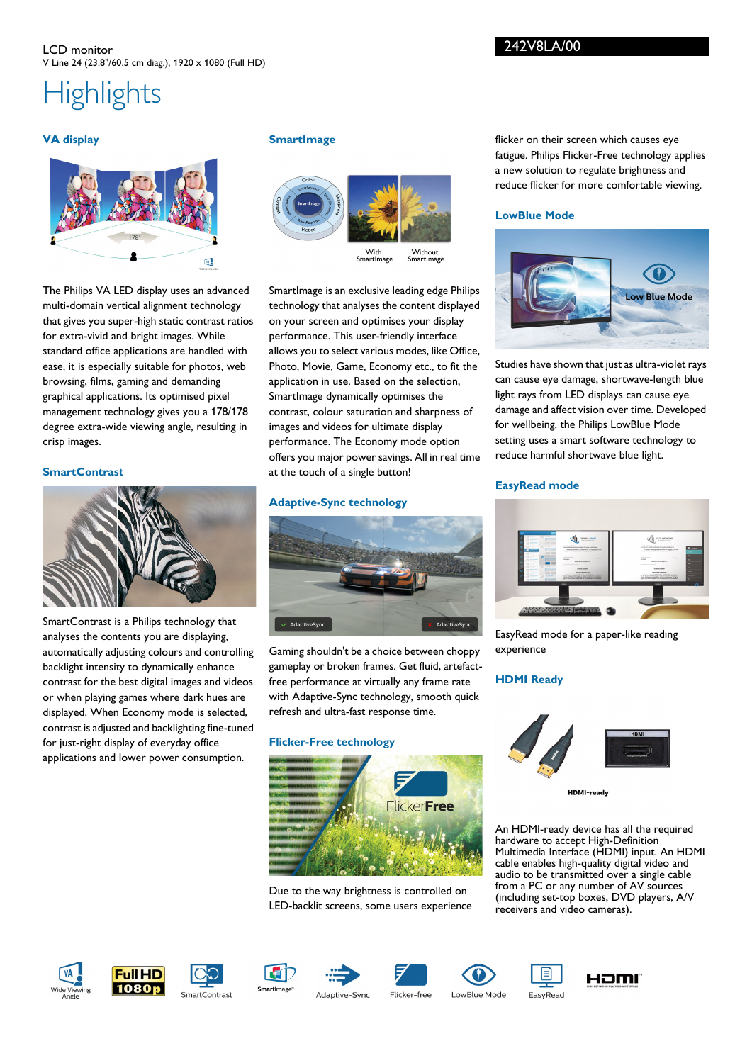LCD monitor

V Line 24 (23.8"/60.5 cm diag.), 1920 x 1080 (Full HD)

242V8LA/00

# Highlights

### VA display

The Philips VA LED display uses an advanced multi-domain vertical alignment technology that gives you super-high static contrast ratios for extra-vivid and bright images. While standard office applications are handled with ease, it is especially suitable for photos, web browsing, films, gaming and demanding graphical applications. Its optimised pixel management technology gives you a 178/178 degree extra-wide viewing angle, resulting in crisp images.

### SmartContrast

SmartContrast is a Philips technology that analyses the contents you are displaying, automatically adjusting colours and controlling backlight intensity to dynamically enhance contrast for the best digital images and videos or when playing games where dark hues are displayed. When Economy mode is selected, contrast is adjusted and backlighting fine-tuned for just-right display of everyday office applications and lower power consumption.

### SmartImage

SmartImage is an exclusive leading edge Philips technology that analyses the content displayed on your screen and optimises your display performance. This user-friendly interface allows you to select various modes, like Office, Photo, Movie, Game, Economy etc., to fit the application in use. Based on the selection, SmartImage dynamically optimises the contrast, colour saturation and sharpness of images and videos for ultimate display performance. The Economy mode option offers you major power savings. All in real time at the touch of a single button!

### Adaptive-Sync technology

Gaming shouldn't be a choice between choppy gameplay or broken frames. Get fluid, artefact-free performance at virtually any frame rate with Adaptive-Sync technology, smooth quick refresh and ultra-fast response time.

### Flicker-Free technology

Due to the way brightness is controlled on LED-backlit screens, some users experience flicker on their screen which causes eye fatigue. Philips Flicker-Free technology applies a new solution to regulate brightness and reduce flicker for more comfortable viewing.

### LowBlue Mode

Studies have shown that just as ultra-violet rays can cause eye damage, shortwave-length blue light rays from LED displays can cause eye damage and affect vision over time. Developed for wellbeing, the Philips LowBlue Mode setting uses a smart software technology to reduce harmful shortwave blue light.

### EasyRead mode

EasyRead mode for a paper-like reading experience

### HDMI Ready

An HDMI-ready device has all the required hardware to accept High-Definition Multimedia Interface (HDMI) input. An HDMI cable enables high-quality digital video and audio to be transmitted over a single cable from a PC or any number of AV sources (including set-top boxes, DVD players, A/V receivers and video cameras).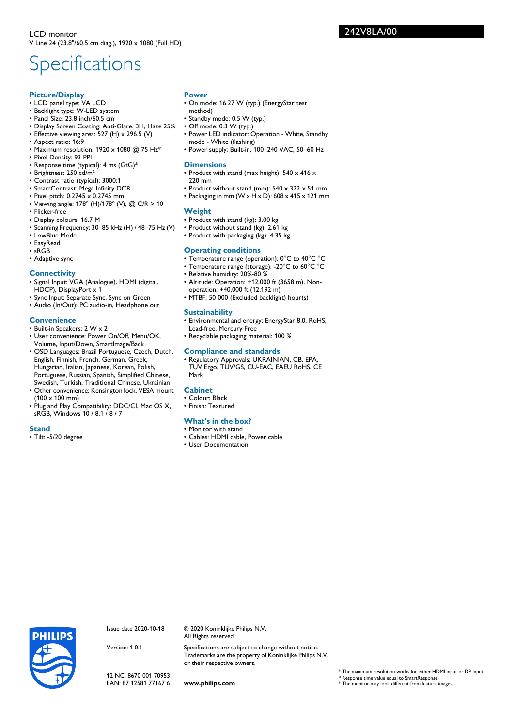242V8LA/00

LCD monitor
V Line 24 (23.8"/60.5 cm diag.), 1920 x 1080 (Full HD)

# Specifications

### Picture/Display

- LCD panel type: VA LCD
- Backlight type: W-LED system
- Panel Size: 23.8 inch/60.5 cm
- Display Screen Coating: Anti-Glare, 3H, Haze 25%
- Effective viewing area: 527 (H) x 296.5 (V)
- Aspect ratio: 16:9
- Maximum resolution: 1920 x 1080 @ 75 Hz*
- Pixel Density: 93 PPI
- Response time (typical): 4 ms (GtG)*
- Brightness: 250 cd/m²
- Contrast ratio (typical): 3000:1
- SmartContrast: Mega Infinity DCR
- Pixel pitch: 0.2745 x 0.2745 mm
- Viewing angle: 178º (H)/178º (V), @ C/R > 10
- Flicker-free
- Display colours: 16.7 M
- Scanning Frequency: 30–85 kHz (H) / 48–75 Hz (V)
- LowBlue Mode
- EasyRead
- sRGB
- Adaptive sync

### Connectivity

- Signal Input: VGA (Analogue), HDMI (digital, HDCP), DisplayPort x 1
- Sync Input: Separate Sync, Sync on Green
- Audio (In/Out): PC audio-in, Headphone out

### Convenience

- Built-in Speakers: 2 W x 2
- User convenience: Power On/Off, Menu/OK, Volume, Input/Down, SmartImage/Back
- OSD Languages: Brazil Portuguese, Czech, Dutch, English, Finnish, French, German, Greek, Hungarian, Italian, Japanese, Korean, Polish, Portuguese, Russian, Spanish, Simplified Chinese, Swedish, Turkish, Traditional Chinese, Ukrainian
- Other convenience: Kensington lock, VESA mount (100 x 100 mm)
- Plug and Play Compatibility: DDC/CI, Mac OS X, sRGB, Windows 10 / 8.1 / 8 / 7

### Stand

- Tilt: -5/20 degree

### Power

- On mode: 16.27 W (typ.) (EnergyStar test method)
- Standby mode: 0.5 W (typ.)
- Off mode: 0.3 W (typ.)
- Power LED indicator: Operation - White, Standby mode - White (flashing)
- Power supply: Built-in, 100–240 VAC, 50–60 Hz

### Dimensions

- Product with stand (max height): 540 x 416 x 220 mm
- Product without stand (mm): 540 x 322 x 51 mm
- Packaging in mm (W x H x D): 608 x 415 x 121 mm

### Weight

- Product with stand (kg): 3.00 kg
- Product without stand (kg): 2.61 kg
- Product with packaging (kg): 4.35 kg

### Operating conditions

- Temperature range (operation): 0°C to 40°C °C
- Temperature range (storage): -20°C to 60°C °C
- Relative humidity: 20%-80 %
- Altitude: Operation: +12,000 ft (3658 m), Non-operation: +40,000 ft (12,192 m)
- MTBF: 50 000 (Excluded backlight) hour(s)

### Sustainability

- Environmental and energy: EnergyStar 8.0, RoHS, Lead-free, Mercury Free
- Recyclable packaging material: 100 %

### Compliance and standards

- Regulatory Approvals: UKRAINIAN, CB, EPA, TUV Ergo, TUV/GS, CU-EAC, EAEU RoHS, CE Mark

### Cabinet

- Colour: Black
- Finish: Textured

### What's in the box?

- Monitor with stand
- Cables: HDMI cable, Power cable
- User Documentation

Issue date 2020-10-18

Version: 1.0.1

12 NC: 8670 001 70953
EAN: 87 12581 77167 6

© 2020 Koninklijke Philips N.V.
All Rights reserved.

Specifications are subject to change without notice. Trademarks are the property of Koninklijke Philips N.V. or their respective owners.

www.philips.com

\* The maximum resolution works for either HDMI input or DP input.
\* Response time value equal to SmartResponse
\* The monitor may look different from feature images.